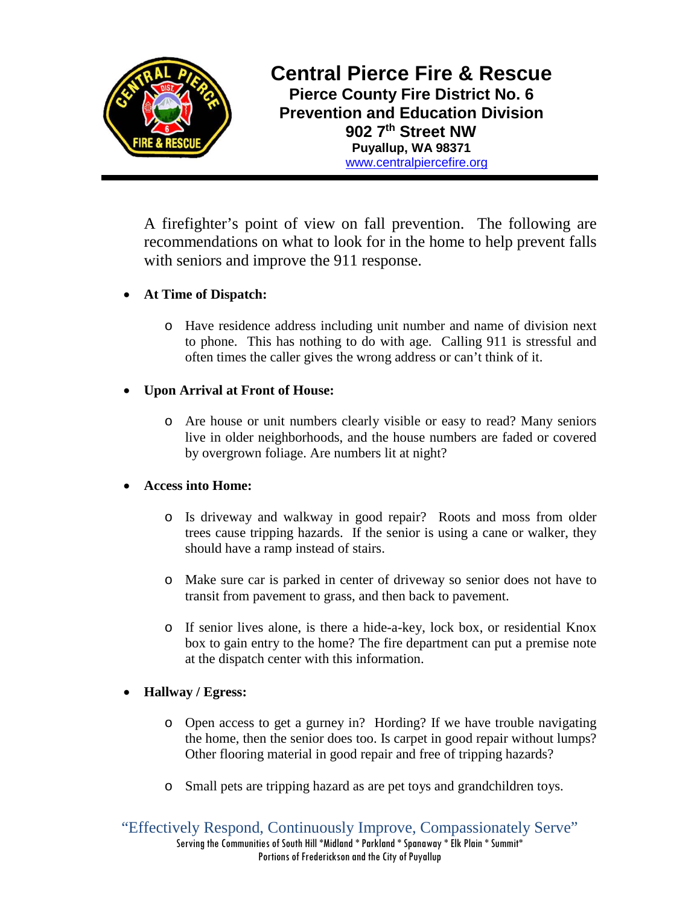# Central Pierce Fire & Rescue

**Pierce County Fire District No. 6**
**Prevention and Education Division**
**902 7th Street NW**
**Puyallup, WA 98371**
www.centralpiercefire.org

---

A firefighter's point of view on fall prevention. The following are recommendations on what to look for in the home to help prevent falls with seniors and improve the 911 response.

- **At Time of Dispatch:**
  - Have residence address including unit number and name of division next to phone. This has nothing to do with age. Calling 911 is stressful and often times the caller gives the wrong address or can't think of it.

- **Upon Arrival at Front of House:**
  - Are house or unit numbers clearly visible or easy to read? Many seniors live in older neighborhoods, and the house numbers are faded or covered by overgrown foliage. Are numbers lit at night?

- **Access into Home:**
  - Is driveway and walkway in good repair? Roots and moss from older trees cause tripping hazards. If the senior is using a cane or walker, they should have a ramp instead of stairs.
  - Make sure car is parked in center of driveway so senior does not have to transit from pavement to grass, and then back to pavement.
  - If senior lives alone, is there a hide-a-key, lock box, or residential Knox box to gain entry to the home? The fire department can put a premise note at the dispatch center with this information.

- **Hallway / Egress:**
  - Open access to get a gurney in? Hording? If we have trouble navigating the home, then the senior does too. Is carpet in good repair without lumps? Other flooring material in good repair and free of tripping hazards?
  - Small pets are tripping hazard as are pet toys and grandchildren toys.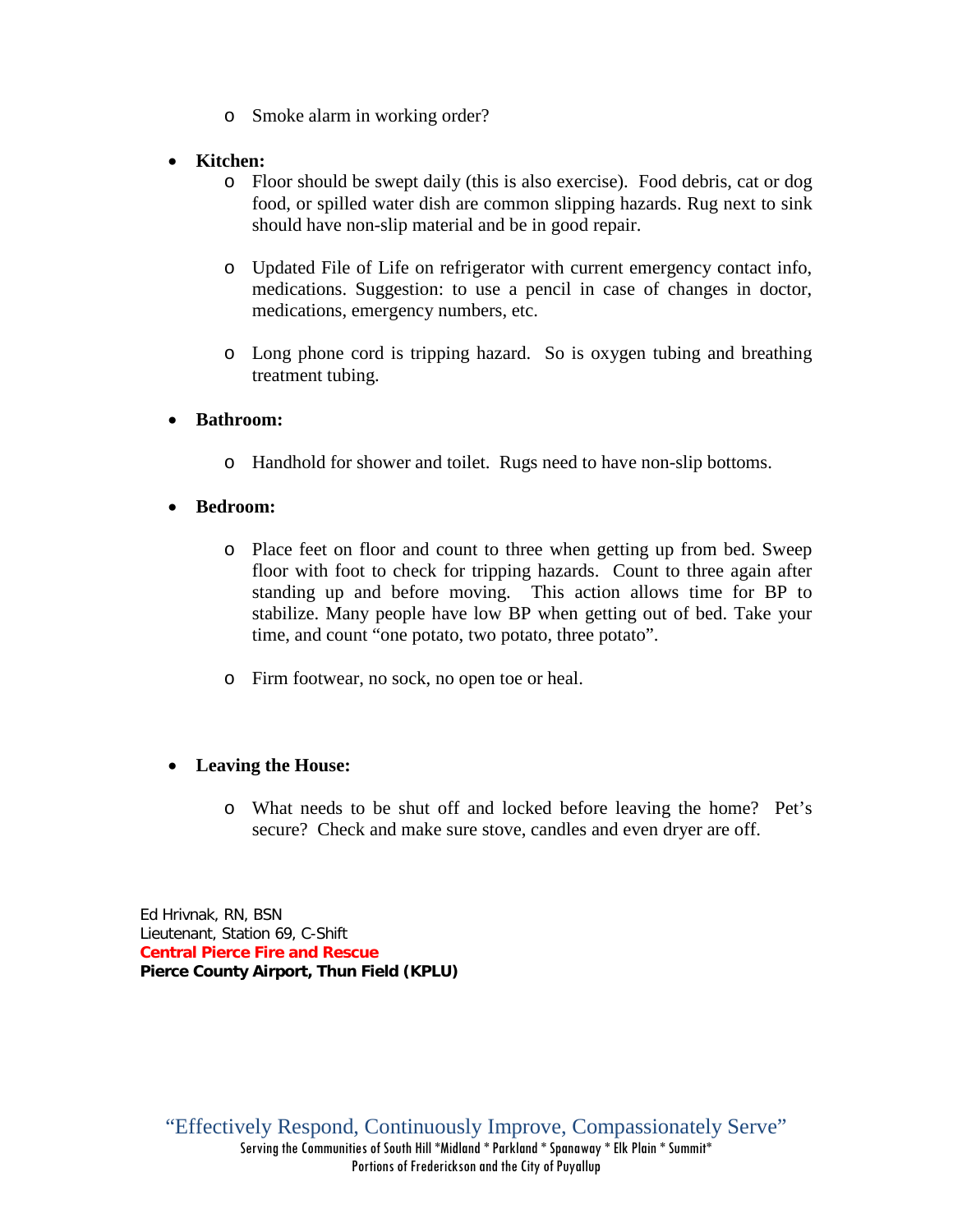- Smoke alarm in working order?

- **Kitchen:**
  - Floor should be swept daily (this is also exercise). Food debris, cat or dog food, or spilled water dish are common slipping hazards. Rug next to sink should have non-slip material and be in good repair.

  - Updated File of Life on refrigerator with current emergency contact info, medications. Suggestion: to use a pencil in case of changes in doctor, medications, emergency numbers, etc.

  - Long phone cord is tripping hazard. So is oxygen tubing and breathing treatment tubing.

- **Bathroom:**

  - Handhold for shower and toilet. Rugs need to have non-slip bottoms.

- **Bedroom:**

  - Place feet on floor and count to three when getting up from bed. Sweep floor with foot to check for tripping hazards. Count to three again after standing up and before moving. This action allows time for BP to stabilize. Many people have low BP when getting out of bed. Take your time, and count "one potato, two potato, three potato".

  - Firm footwear, no sock, no open toe or heal.

- **Leaving the House:**

  - What needs to be shut off and locked before leaving the home? Pet's secure? Check and make sure stove, candles and even dryer are off.

Ed Hrivnak, RN, BSN
Lieutenant, Station 69, C-Shift
**Central Pierce Fire and Rescue**
**Pierce County Airport, Thun Field (KPLU)**

"Effectively Respond, Continuously Improve, Compassionately Serve"
Serving the Communities of South Hill *Midland * Parkland * Spanaway * Elk Plain * Summit*
Portions of Frederickson and the City of Puyallup